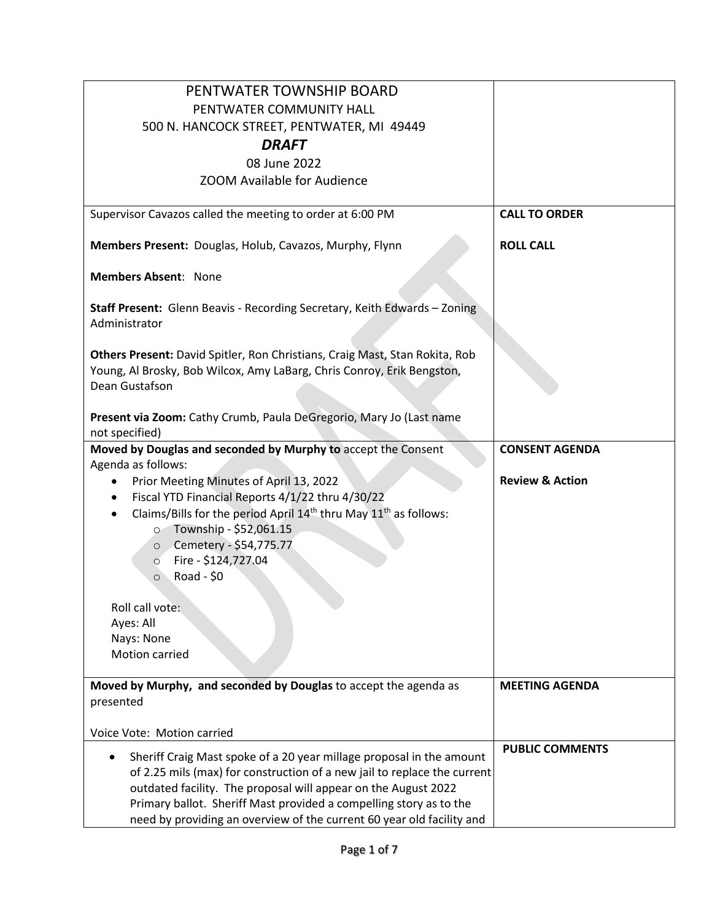| PENTWATER TOWNSHIP BOARD<br>PENTWATER COMMUNITY HALL<br>500 N. HANCOCK STREET, PENTWATER, MI 49449<br>***DRAFT***<br>08 June 2022<br>ZOOM Available for Audience | |
|---|---|
| Supervisor Cavazos called the meeting to order at 6:00 PM<br><br>**Members Present:** Douglas, Holub, Cavazos, Murphy, Flynn<br><br>**Members Absent**: None<br><br>**Staff Present:** Glenn Beavis - Recording Secretary, Keith Edwards – Zoning Administrator<br><br>**Others Present:** David Spitler, Ron Christians, Craig Mast, Stan Rokita, Rob Young, Al Brosky, Bob Wilcox, Amy LaBarg, Chris Conroy, Erik Bengston, Dean Gustafson<br><br>**Present via Zoom:** Cathy Crumb, Paula DeGregorio, Mary Jo (Last name not specified) | **CALL TO ORDER**<br><br>**ROLL CALL** |
| **Moved by Douglas and seconded by Murphy to** accept the Consent Agenda as follows:<br>• Prior Meeting Minutes of April 13, 2022<br>• Fiscal YTD Financial Reports 4/1/22 thru 4/30/22<br>• Claims/Bills for the period April 14th thru May 11th as follows:<br>  ○ Township - $52,061.15<br>  ○ Cemetery - $54,775.77<br>  ○ Fire - $124,727.04<br>  ○ Road - $0<br><br>Roll call vote:<br>Ayes: All<br>Nays: None<br>Motion carried | **CONSENT AGENDA**<br><br>**Review & Action** |
| **Moved by Murphy, and seconded by Douglas** to accept the agenda as presented<br><br>Voice Vote: Motion carried | **MEETING AGENDA** |
| • Sheriff Craig Mast spoke of a 20 year millage proposal in the amount of 2.25 mils (max) for construction of a new jail to replace the current outdated facility. The proposal will appear on the August 2022 Primary ballot. Sheriff Mast provided a compelling story as to the need by providing an overview of the current 60 year old facility and | **PUBLIC COMMENTS** |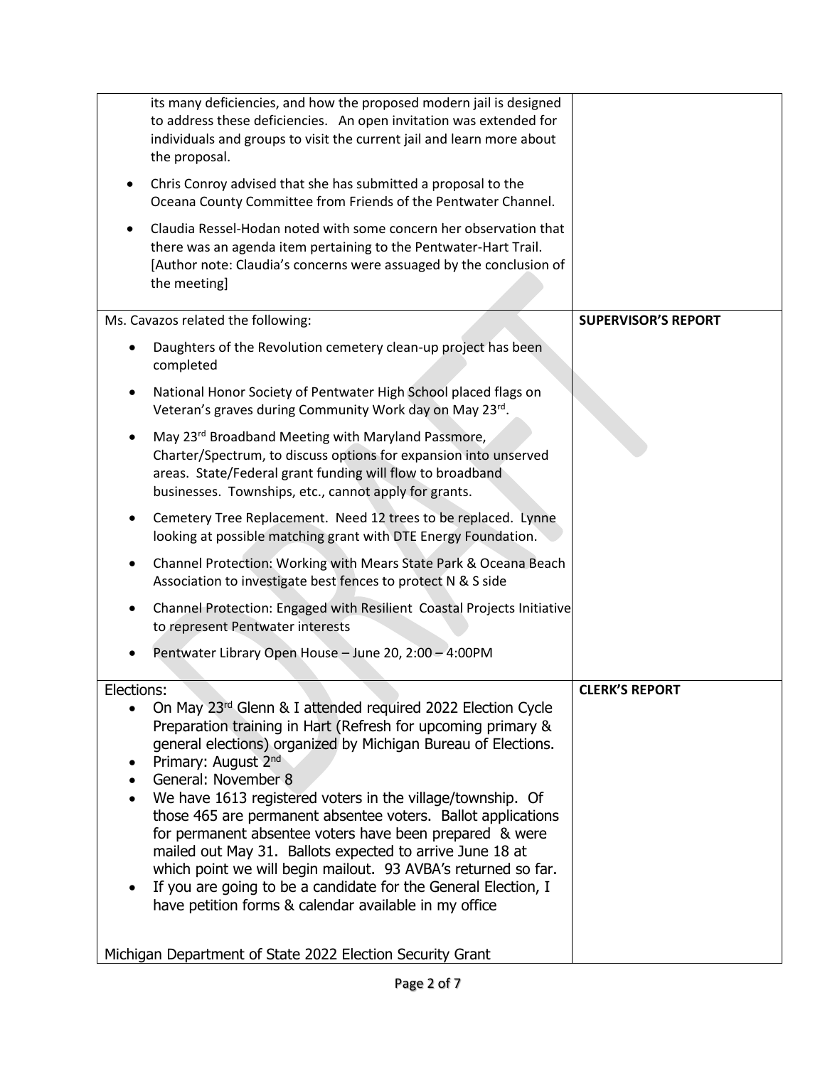| | |
|---|---|
| its many deficiencies, and how the proposed modern jail is designed to address these deficiencies. An open invitation was extended for individuals and groups to visit the current jail and learn more about the proposal.<br>• Chris Conroy advised that she has submitted a proposal to the Oceana County Committee from Friends of the Pentwater Channel.<br>• Claudia Ressel-Hodan noted with some concern her observation that there was an agenda item pertaining to the Pentwater-Hart Trail. [Author note: Claudia's concerns were assuaged by the conclusion of the meeting] | |
| Ms. Cavazos related the following:<br>• Daughters of the Revolution cemetery clean-up project has been completed<br>• National Honor Society of Pentwater High School placed flags on Veteran's graves during Community Work day on May 23rd.<br>• May 23rd Broadband Meeting with Maryland Passmore, Charter/Spectrum, to discuss options for expansion into unserved areas. State/Federal grant funding will flow to broadband businesses. Townships, etc., cannot apply for grants.<br>• Cemetery Tree Replacement. Need 12 trees to be replaced. Lynne looking at possible matching grant with DTE Energy Foundation.<br>• Channel Protection: Working with Mears State Park & Oceana Beach Association to investigate best fences to protect N & S side<br>• Channel Protection: Engaged with Resilient Coastal Projects Initiative to represent Pentwater interests<br>• Pentwater Library Open House – June 20, 2:00 – 4:00PM | **SUPERVISOR'S REPORT** |
| Elections:<br>• On May 23rd Glenn & I attended required 2022 Election Cycle Preparation training in Hart (Refresh for upcoming primary & general elections) organized by Michigan Bureau of Elections.<br>• Primary: August 2nd<br>• General: November 8<br>• We have 1613 registered voters in the village/township. Of those 465 are permanent absentee voters. Ballot applications for permanent absentee voters have been prepared & were mailed out May 31. Ballots expected to arrive June 18 at which point we will begin mailout. 93 AVBA's returned so far.<br>• If you are going to be a candidate for the General Election, I have petition forms & calendar available in my office<br><br>Michigan Department of State 2022 Election Security Grant | **CLERK'S REPORT** |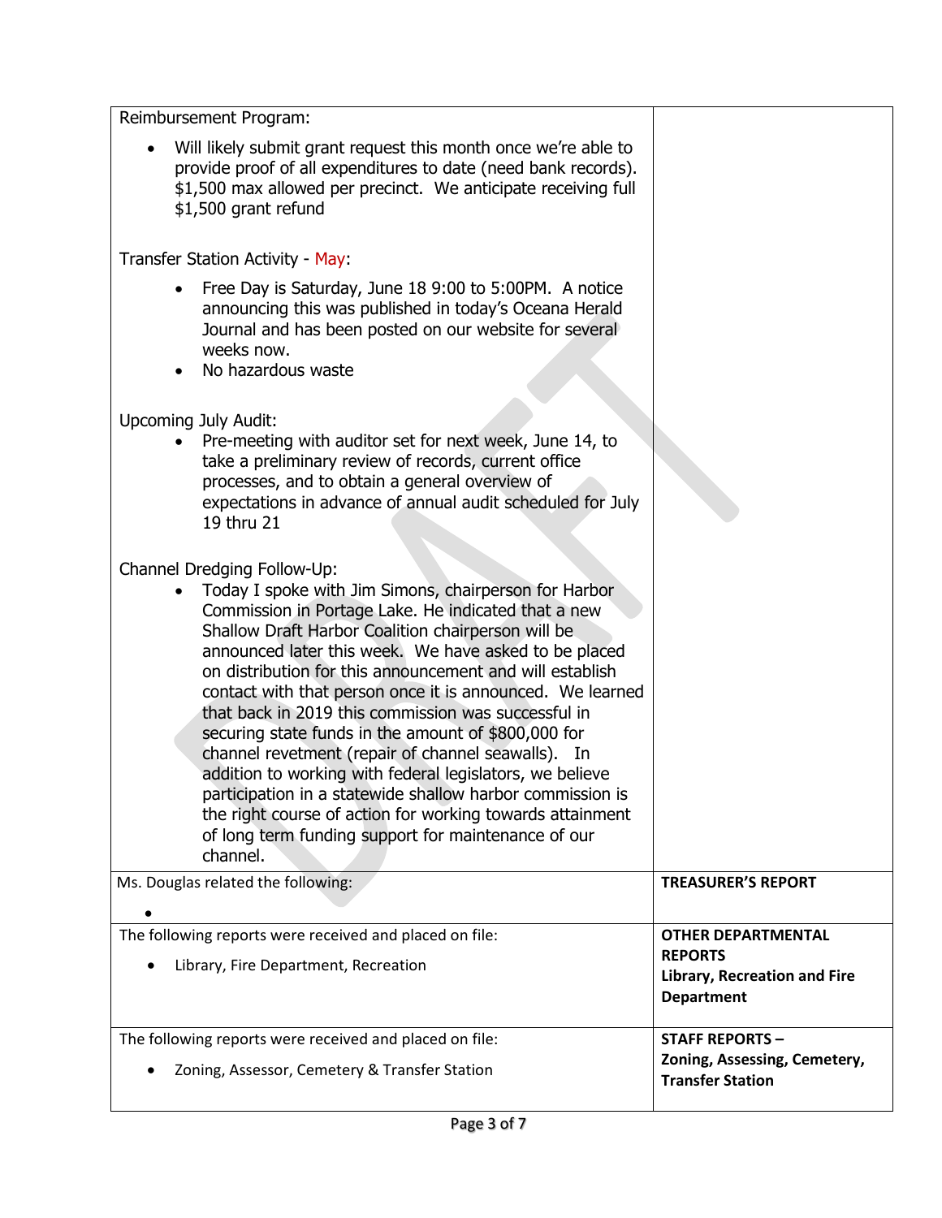| | |
|---|---|
| Reimbursement Program:<br>• Will likely submit grant request this month once we're able to provide proof of all expenditures to date (need bank records). $1,500 max allowed per precinct. We anticipate receiving full $1,500 grant refund<br><br>Transfer Station Activity - May:<br>• Free Day is Saturday, June 18 9:00 to 5:00PM. A notice announcing this was published in today's Oceana Herald Journal and has been posted on our website for several weeks now.<br>• No hazardous waste<br><br>Upcoming July Audit:<br>• Pre-meeting with auditor set for next week, June 14, to take a preliminary review of records, current office processes, and to obtain a general overview of expectations in advance of annual audit scheduled for July 19 thru 21<br><br>Channel Dredging Follow-Up:<br>• Today I spoke with Jim Simons, chairperson for Harbor Commission in Portage Lake. He indicated that a new Shallow Draft Harbor Coalition chairperson will be announced later this week. We have asked to be placed on distribution for this announcement and will establish contact with that person once it is announced. We learned that back in 2019 this commission was successful in securing state funds in the amount of $800,000 for channel revetment (repair of channel seawalls). In addition to working with federal legislators, we believe participation in a statewide shallow harbor commission is the right course of action for working towards attainment of long term funding support for maintenance of our channel. | |
| Ms. Douglas related the following:<br>• | **TREASURER'S REPORT** |
| The following reports were received and placed on file:<br>• Library, Fire Department, Recreation | **OTHER DEPARTMENTAL REPORTS**<br>**Library, Recreation and Fire Department** |
| The following reports were received and placed on file:<br>• Zoning, Assessor, Cemetery & Transfer Station | **STAFF REPORTS –**<br>**Zoning, Assessing, Cemetery, Transfer Station** |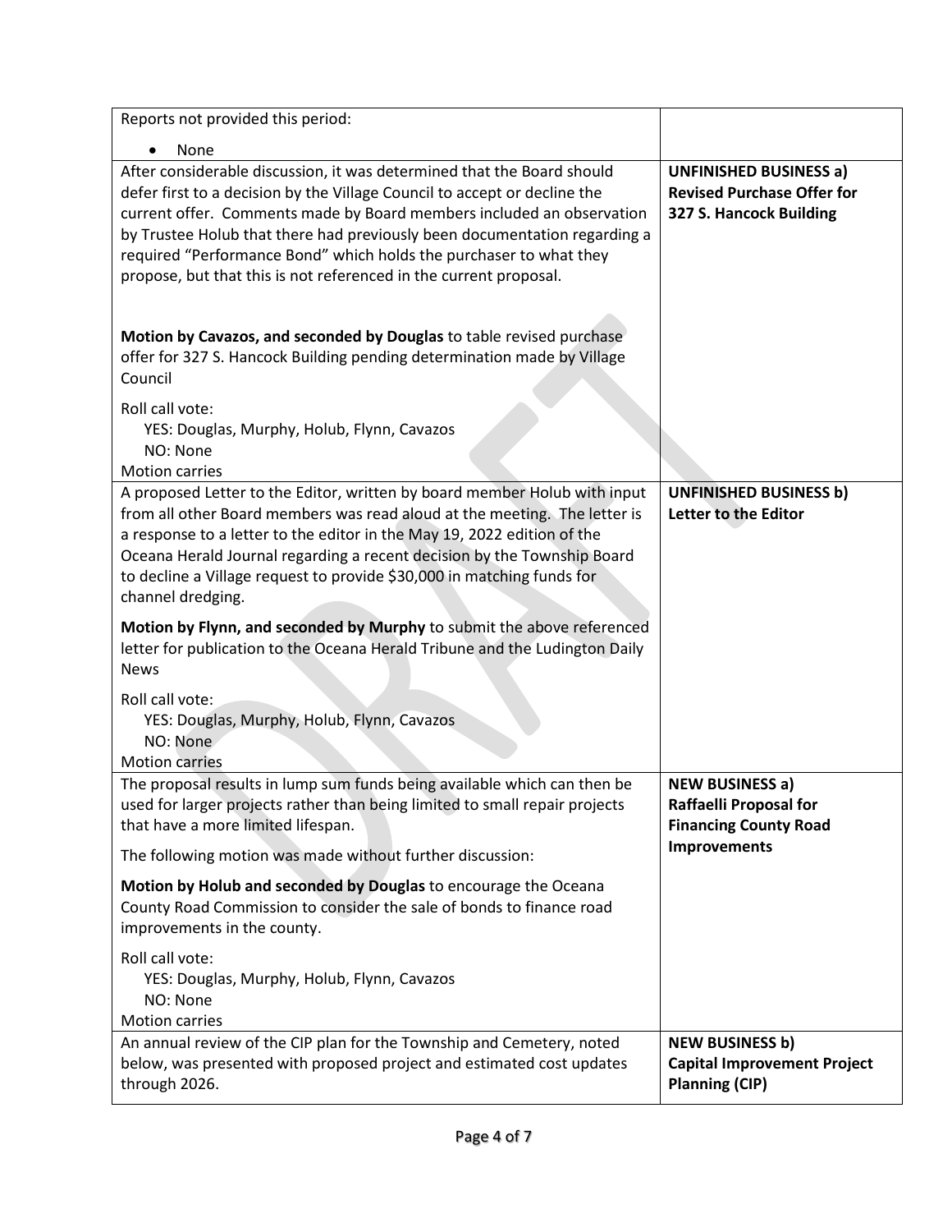| | |
|---|---|
| Reports not provided this period:<br>• None | |
| After considerable discussion, it was determined that the Board should defer first to a decision by the Village Council to accept or decline the current offer. Comments made by Board members included an observation by Trustee Holub that there had previously been documentation regarding a required "Performance Bond" which holds the purchaser to what they propose, but that this is not referenced in the current proposal.<br><br>**Motion by Cavazos, and seconded by Douglas** to table revised purchase offer for 327 S. Hancock Building pending determination made by Village Council<br><br>Roll call vote:<br>YES: Douglas, Murphy, Holub, Flynn, Cavazos<br>NO: None<br>Motion carries | **UNFINISHED BUSINESS a) Revised Purchase Offer for 327 S. Hancock Building** |
| A proposed Letter to the Editor, written by board member Holub with input from all other Board members was read aloud at the meeting. The letter is a response to a letter to the editor in the May 19, 2022 edition of the Oceana Herald Journal regarding a recent decision by the Township Board to decline a Village request to provide $30,000 in matching funds for channel dredging.<br><br>**Motion by Flynn, and seconded by Murphy** to submit the above referenced letter for publication to the Oceana Herald Tribune and the Ludington Daily News<br><br>Roll call vote:<br>YES: Douglas, Murphy, Holub, Flynn, Cavazos<br>NO: None<br>Motion carries | **UNFINISHED BUSINESS b) Letter to the Editor** |
| The proposal results in lump sum funds being available which can then be used for larger projects rather than being limited to small repair projects that have a more limited lifespan.<br><br>The following motion was made without further discussion:<br><br>**Motion by Holub and seconded by Douglas** to encourage the Oceana County Road Commission to consider the sale of bonds to finance road improvements in the county.<br><br>Roll call vote:<br>YES: Douglas, Murphy, Holub, Flynn, Cavazos<br>NO: None<br>Motion carries | **NEW BUSINESS a) Raffaelli Proposal for Financing County Road Improvements** |
| An annual review of the CIP plan for the Township and Cemetery, noted below, was presented with proposed project and estimated cost updates through 2026. | **NEW BUSINESS b) Capital Improvement Project Planning (CIP)** |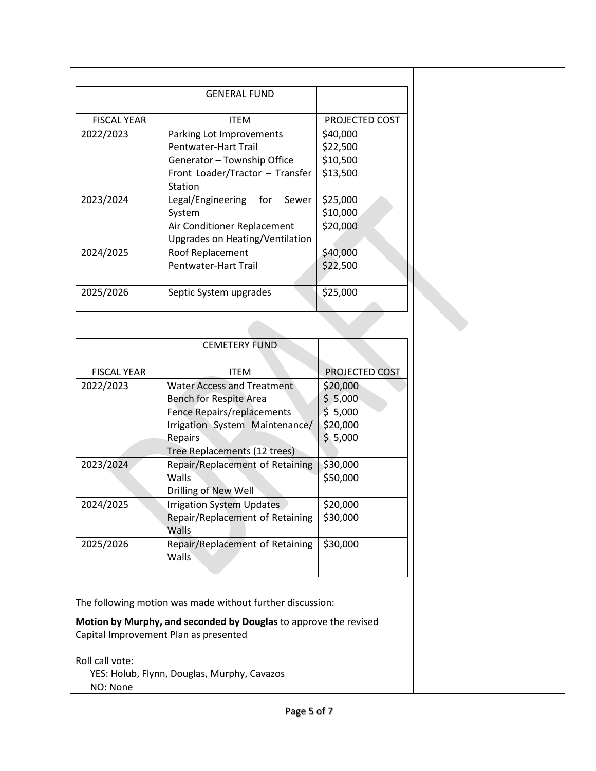| | GENERAL FUND | |
|---|---|---|
| FISCAL YEAR | ITEM | PROJECTED COST |
| 2022/2023 | Parking Lot Improvements<br>Pentwater-Hart Trail<br>Generator – Township Office<br>Front Loader/Tractor – Transfer Station | $40,000<br>$22,500<br>$10,500<br>$13,500 |
| 2023/2024 | Legal/Engineering for Sewer System<br>Air Conditioner Replacement<br>Upgrades on Heating/Ventilation | $25,000<br>$10,000<br>$20,000 |
| 2024/2025 | Roof Replacement<br>Pentwater-Hart Trail | $40,000<br>$22,500 |
| 2025/2026 | Septic System upgrades | $25,000 |

| | CEMETERY FUND | |
|---|---|---|
| FISCAL YEAR | ITEM | PROJECTED COST |
| 2022/2023 | Water Access and Treatment<br>Bench for Respite Area<br>Fence Repairs/replacements<br>Irrigation System Maintenance/ Repairs<br>Tree Replacements (12 trees) | $20,000<br>$ 5,000<br>$ 5,000<br>$20,000<br>$ 5,000 |
| 2023/2024 | Repair/Replacement of Retaining Walls<br>Drilling of New Well | $30,000<br>$50,000 |
| 2024/2025 | Irrigation System Updates<br>Repair/Replacement of Retaining Walls | $20,000<br>$30,000 |
| 2025/2026 | Repair/Replacement of Retaining Walls | $30,000 |

The following motion was made without further discussion:

**Motion by Murphy, and seconded by Douglas** to approve the revised Capital Improvement Plan as presented

Roll call vote:
YES: Holub, Flynn, Douglas, Murphy, Cavazos
NO: None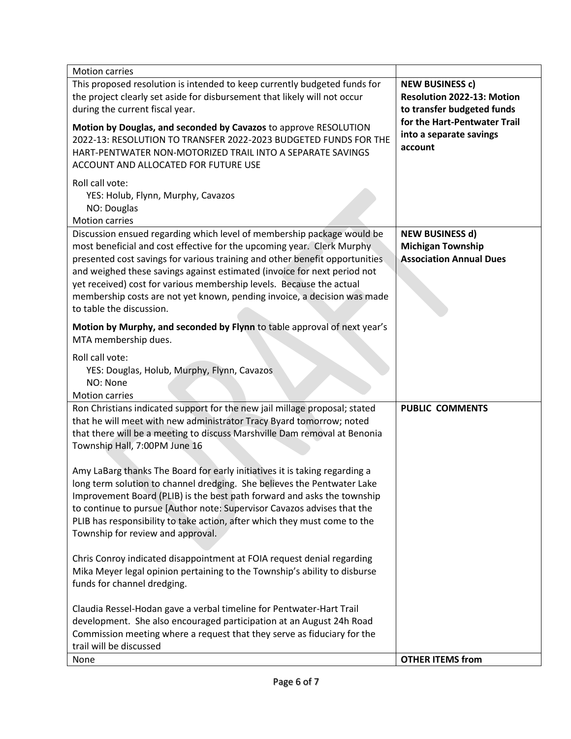| | |
|---|---|
| Motion carries | |
| This proposed resolution is intended to keep currently budgeted funds for the project clearly set aside for disbursement that likely will not occur during the current fiscal year.<br><br>**Motion by Douglas, and seconded by Cavazos** to approve RESOLUTION 2022-13: RESOLUTION TO TRANSFER 2022-2023 BUDGETED FUNDS FOR THE HART-PENTWATER NON-MOTORIZED TRAIL INTO A SEPARATE SAVINGS ACCOUNT AND ALLOCATED FOR FUTURE USE<br><br>Roll call vote:<br>YES: Holub, Flynn, Murphy, Cavazos<br>NO: Douglas<br>Motion carries | **NEW BUSINESS c) Resolution 2022-13: Motion to transfer budgeted funds for the Hart-Pentwater Trail into a separate savings account** |
| Discussion ensued regarding which level of membership package would be most beneficial and cost effective for the upcoming year. Clerk Murphy presented cost savings for various training and other benefit opportunities and weighed these savings against estimated (invoice for next period not yet received) cost for various membership levels. Because the actual membership costs are not yet known, pending invoice, a decision was made to table the discussion.<br><br>**Motion by Murphy, and seconded by Flynn** to table approval of next year's MTA membership dues.<br><br>Roll call vote:<br>YES: Douglas, Holub, Murphy, Flynn, Cavazos<br>NO: None<br>Motion carries | **NEW BUSINESS d) Michigan Township Association Annual Dues** |
| Ron Christians indicated support for the new jail millage proposal; stated that he will meet with new administrator Tracy Byard tomorrow; noted that there will be a meeting to discuss Marshville Dam removal at Benonia Township Hall, 7:00PM June 16<br><br>Amy LaBarg thanks The Board for early initiatives it is taking regarding a long term solution to channel dredging. She believes the Pentwater Lake Improvement Board (PLIB) is the best path forward and asks the township to continue to pursue [Author note: Supervisor Cavazos advises that the PLIB has responsibility to take action, after which they must come to the Township for review and approval.<br><br>Chris Conroy indicated disappointment at FOIA request denial regarding Mika Meyer legal opinion pertaining to the Township's ability to disburse funds for channel dredging.<br><br>Claudia Ressel-Hodan gave a verbal timeline for Pentwater-Hart Trail development. She also encouraged participation at an August 24h Road Commission meeting where a request that they serve as fiduciary for the trail will be discussed | **PUBLIC COMMENTS** |
| None | **OTHER ITEMS from** |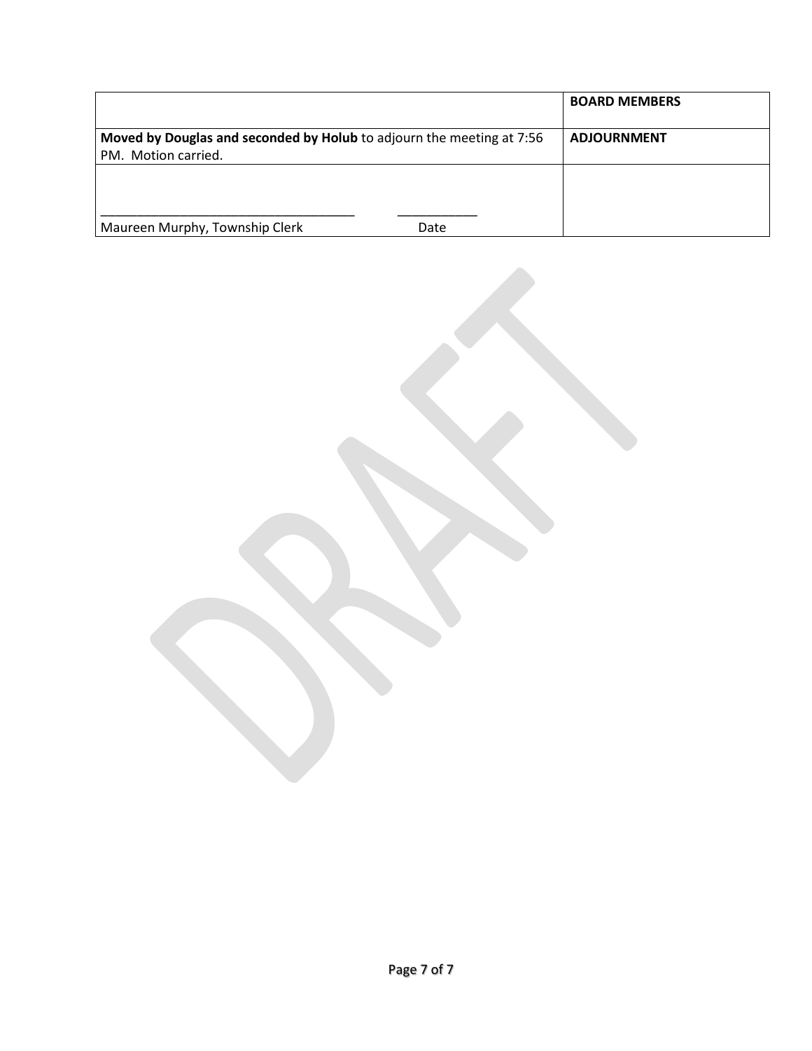| | **BOARD MEMBERS** |
| --- | --- |
| **Moved by Douglas and seconded by Holub** to adjourn the meeting at 7:56 PM. Motion carried. | **ADJOURNMENT** |
| \_\_\_\_\_\_\_\_\_\_\_\_\_\_\_\_\_\_\_\_\_\_\_\_\_\_\_\_\_\_\_\_\_\_\_ \_\_\_\_\_\_\_\_\_\_\_ <br> Maureen Murphy, Township Clerk Date | |